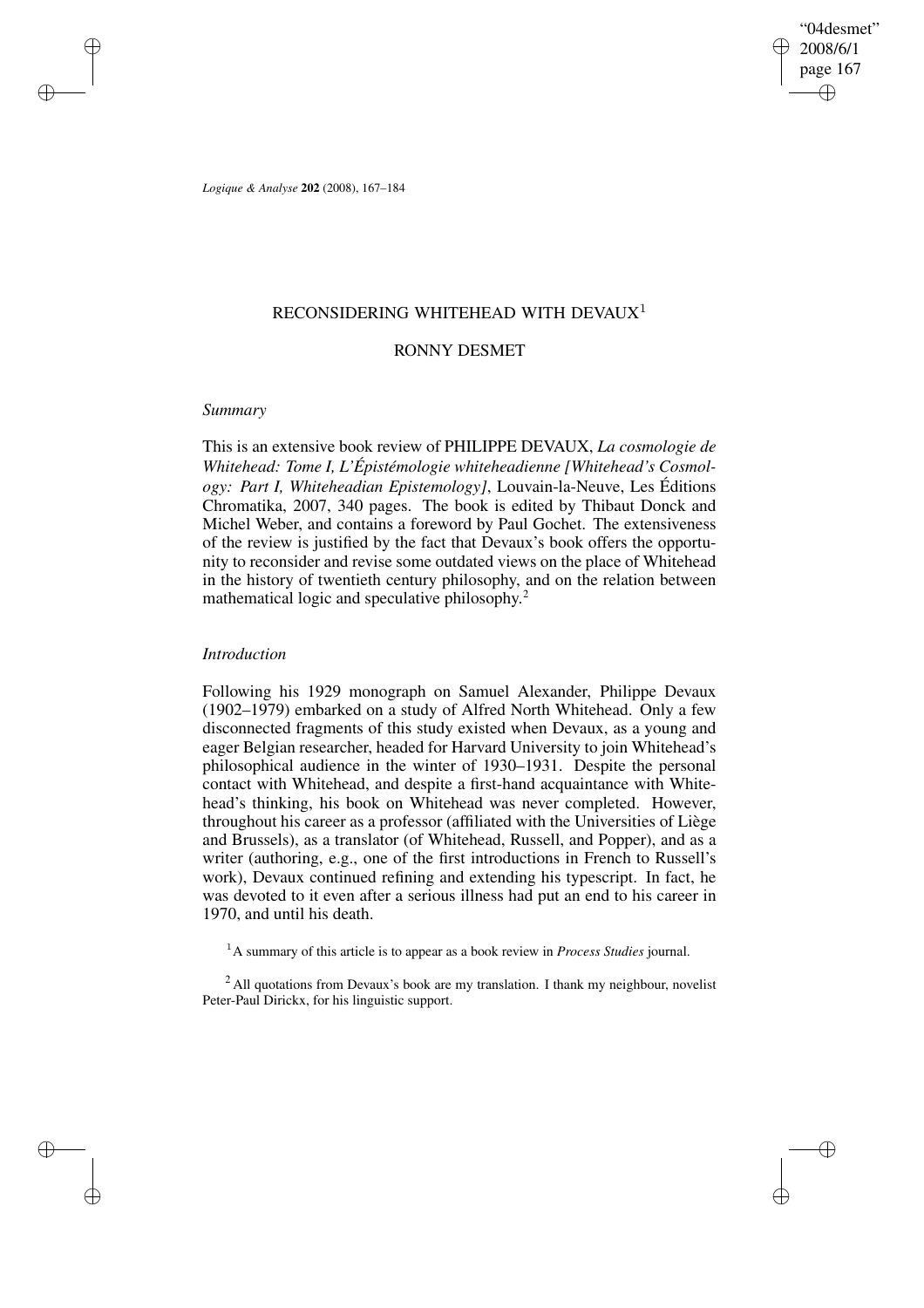# RECONSIDERING WHITEHEAD WITH DEVAUX[1]

## RONNY DESMET

### *Summary*

This is an extensive book review of PHILIPPE DEVAUX, *La cosmologie de Whitehead: Tome I, L'Épistémologie whiteheadienne [Whitehead's Cosmology: Part I, Whiteheadian Epistemology]*, Louvain-la-Neuve, Les Éditions Chromatika, 2007, 340 pages. The book is edited by Thibaut Donck and Michel Weber, and contains a foreword by Paul Gochet. The extensiveness of the review is justified by the fact that Devaux's book offers the opportunity to reconsider and revise some outdated views on the place of Whitehead in the history of twentieth century philosophy, and on the relation between mathematical logic and speculative philosophy.[2]

### *Introduction*

Following his 1929 monograph on Samuel Alexander, Philippe Devaux (1902–1979) embarked on a study of Alfred North Whitehead. Only a few disconnected fragments of this study existed when Devaux, as a young and eager Belgian researcher, headed for Harvard University to join Whitehead's philosophical audience in the winter of 1930–1931. Despite the personal contact with Whitehead, and despite a first-hand acquaintance with Whitehead's thinking, his book on Whitehead was never completed. However, throughout his career as a professor (affiliated with the Universities of Liège and Brussels), as a translator (of Whitehead, Russell, and Popper), and as a writer (authoring, e.g., one of the first introductions in French to Russell's work), Devaux continued refining and extending his typescript. In fact, he was devoted to it even after a serious illness had put an end to his career in 1970, and until his death.

[1] A summary of this article is to appear as a book review in *Process Studies* journal.

[2] All quotations from Devaux's book are my translation. I thank my neighbour, novelist Peter-Paul Dirickx, for his linguistic support.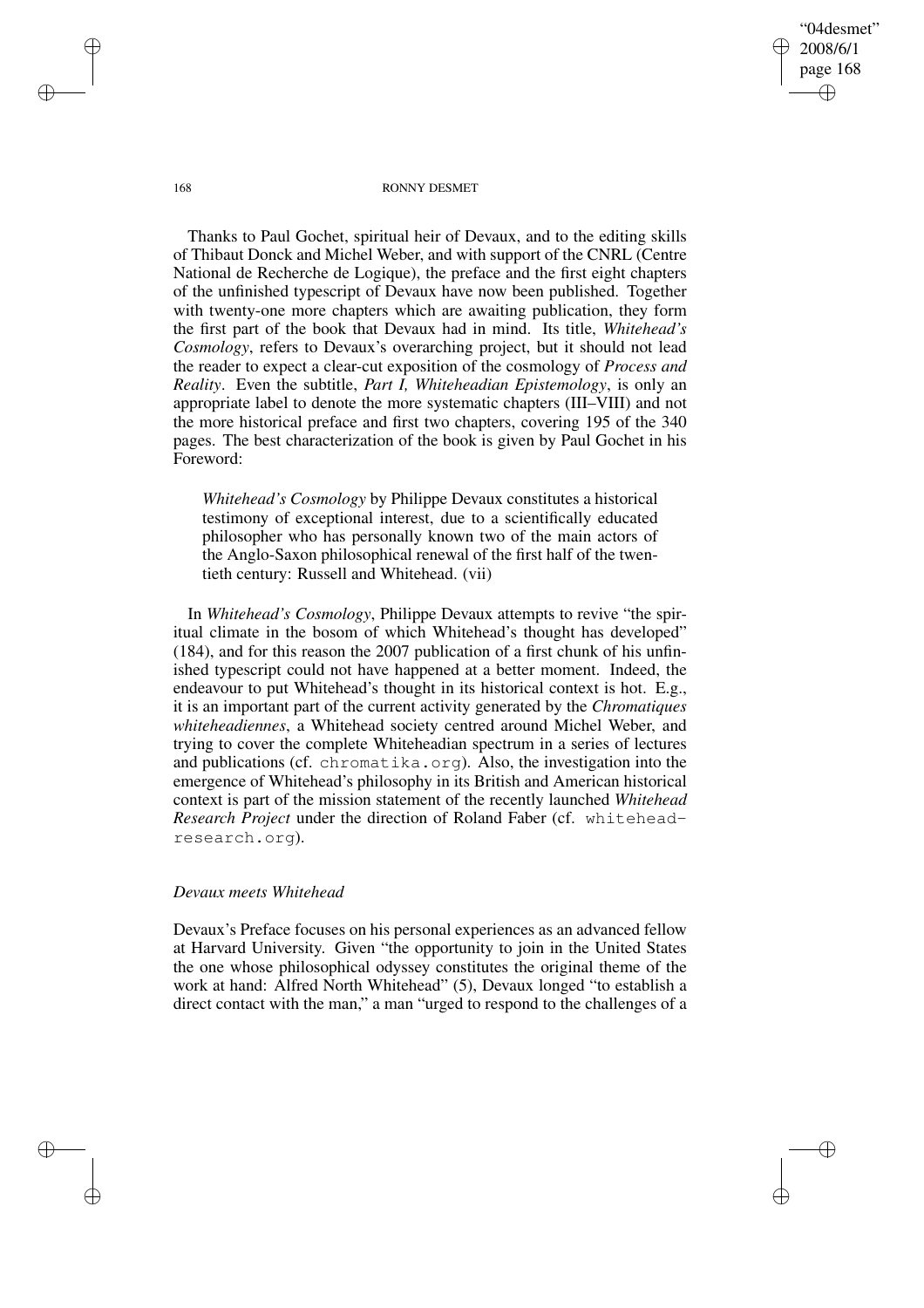Thanks to Paul Gochet, spiritual heir of Devaux, and to the editing skills of Thibaut Donck and Michel Weber, and with support of the CNRL (Centre National de Recherche de Logique), the preface and the first eight chapters of the unfinished typescript of Devaux have now been published. Together with twenty-one more chapters which are awaiting publication, they form the first part of the book that Devaux had in mind. Its title, *Whitehead's Cosmology*, refers to Devaux's overarching project, but it should not lead the reader to expect a clear-cut exposition of the cosmology of *Process and Reality*. Even the subtitle, *Part I, Whiteheadian Epistemology*, is only an appropriate label to denote the more systematic chapters (III–VIII) and not the more historical preface and first two chapters, covering 195 of the 340 pages. The best characterization of the book is given by Paul Gochet in his Foreword:

> *Whitehead's Cosmology* by Philippe Devaux constitutes a historical testimony of exceptional interest, due to a scientifically educated philosopher who has personally known two of the main actors of the Anglo-Saxon philosophical renewal of the first half of the twentieth century: Russell and Whitehead. (vii)

In *Whitehead's Cosmology*, Philippe Devaux attempts to revive "the spiritual climate in the bosom of which Whitehead's thought has developed" (184), and for this reason the 2007 publication of a first chunk of his unfinished typescript could not have happened at a better moment. Indeed, the endeavour to put Whitehead's thought in its historical context is hot. E.g., it is an important part of the current activity generated by the *Chromatiques whiteheadiennes*, a Whitehead society centred around Michel Weber, and trying to cover the complete Whiteheadian spectrum in a series of lectures and publications (cf. chromatika.org). Also, the investigation into the emergence of Whitehead's philosophy in its British and American historical context is part of the mission statement of the recently launched *Whitehead Research Project* under the direction of Roland Faber (cf. whitehead-research.org).

### *Devaux meets Whitehead*

Devaux's Preface focuses on his personal experiences as an advanced fellow at Harvard University. Given "the opportunity to join in the United States the one whose philosophical odyssey constitutes the original theme of the work at hand: Alfred North Whitehead" (5), Devaux longed "to establish a direct contact with the man," a man "urged to respond to the challenges of a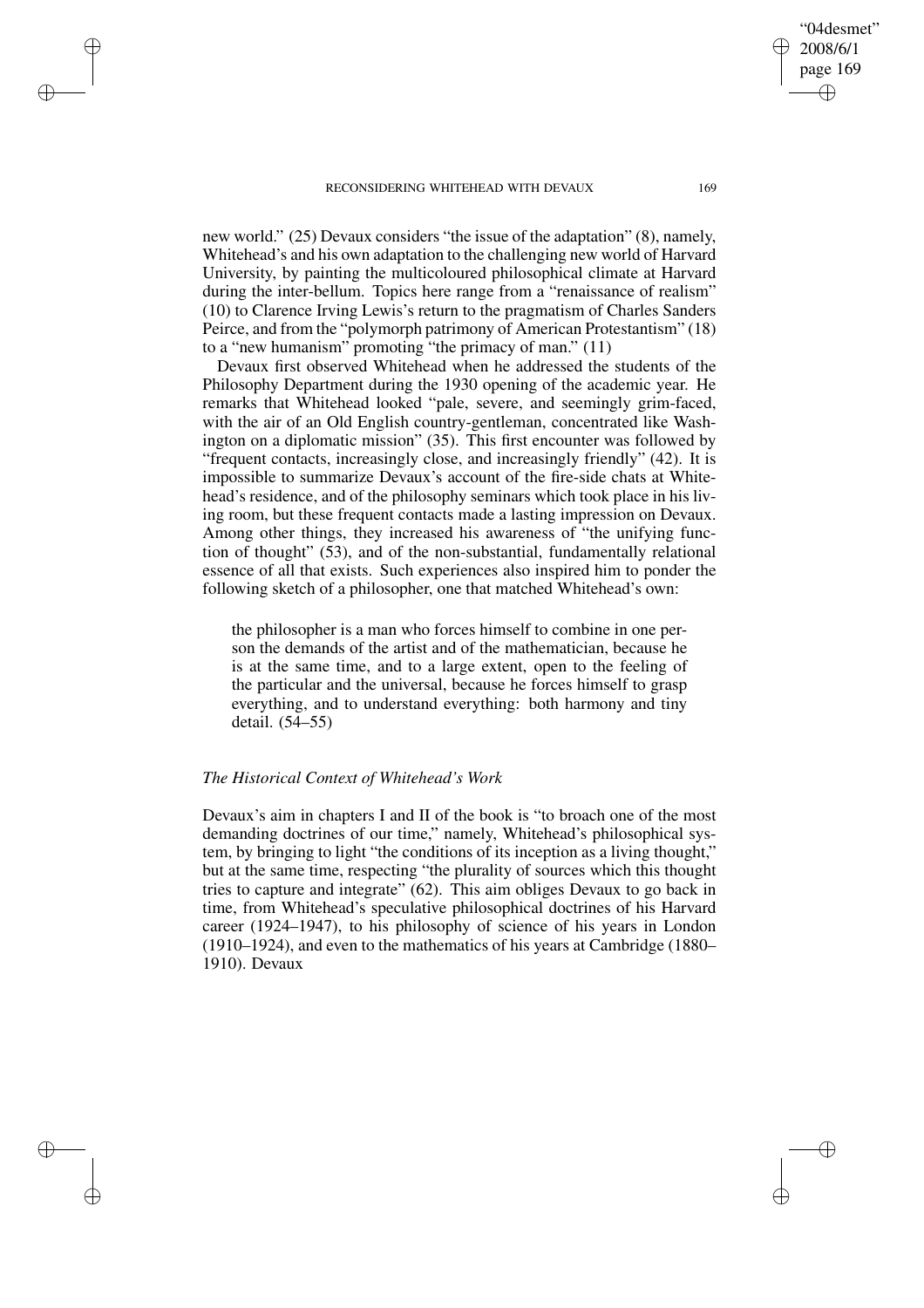new world." (25) Devaux considers "the issue of the adaptation" (8), namely, Whitehead's and his own adaptation to the challenging new world of Harvard University, by painting the multicoloured philosophical climate at Harvard during the inter-bellum. Topics here range from a "renaissance of realism" (10) to Clarence Irving Lewis's return to the pragmatism of Charles Sanders Peirce, and from the "polymorph patrimony of American Protestantism" (18) to a "new humanism" promoting "the primacy of man." (11)

Devaux first observed Whitehead when he addressed the students of the Philosophy Department during the 1930 opening of the academic year. He remarks that Whitehead looked "pale, severe, and seemingly grim-faced, with the air of an Old English country-gentleman, concentrated like Washington on a diplomatic mission" (35). This first encounter was followed by "frequent contacts, increasingly close, and increasingly friendly" (42). It is impossible to summarize Devaux's account of the fire-side chats at Whitehead's residence, and of the philosophy seminars which took place in his living room, but these frequent contacts made a lasting impression on Devaux. Among other things, they increased his awareness of "the unifying function of thought" (53), and of the non-substantial, fundamentally relational essence of all that exists. Such experiences also inspired him to ponder the following sketch of a philosopher, one that matched Whitehead's own:

> the philosopher is a man who forces himself to combine in one person the demands of the artist and of the mathematician, because he is at the same time, and to a large extent, open to the feeling of the particular and the universal, because he forces himself to grasp everything, and to understand everything: both harmony and tiny detail. (54–55)

### *The Historical Context of Whitehead's Work*

Devaux's aim in chapters I and II of the book is "to broach one of the most demanding doctrines of our time," namely, Whitehead's philosophical system, by bringing to light "the conditions of its inception as a living thought," but at the same time, respecting "the plurality of sources which this thought tries to capture and integrate" (62). This aim obliges Devaux to go back in time, from Whitehead's speculative philosophical doctrines of his Harvard career (1924–1947), to his philosophy of science of his years in London (1910–1924), and even to the mathematics of his years at Cambridge (1880–1910). Devaux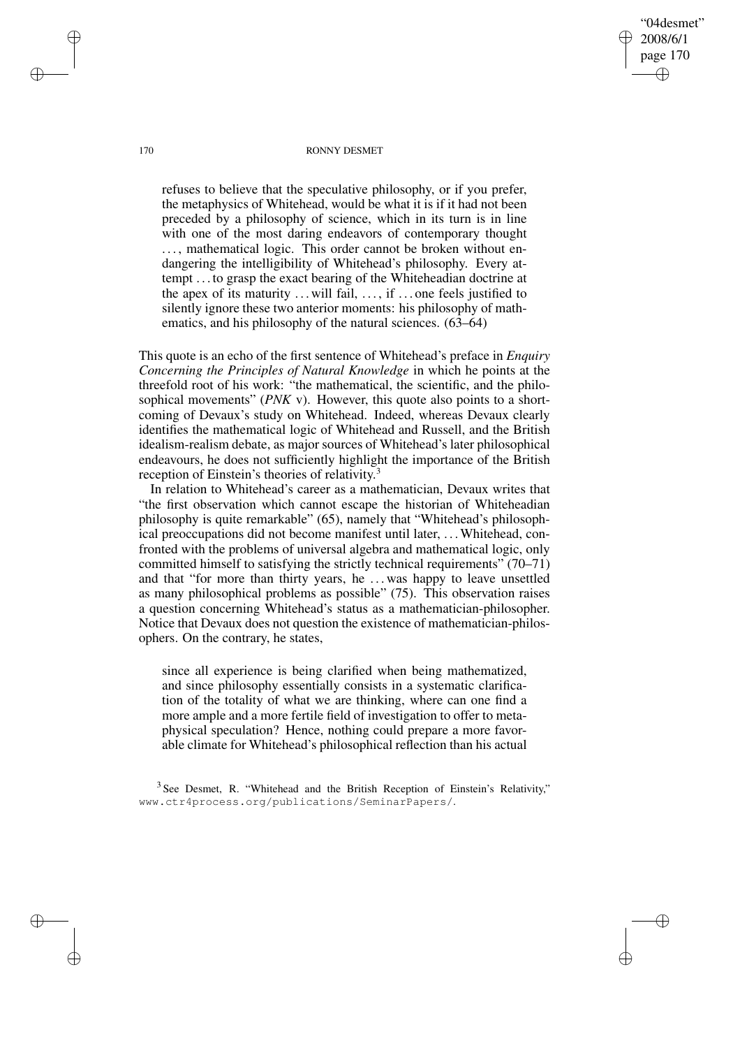> refuses to believe that the speculative philosophy, or if you prefer, the metaphysics of Whitehead, would be what it is if it had not been preceded by a philosophy of science, which in its turn is in line with one of the most daring endeavors of contemporary thought . . . , mathematical logic. This order cannot be broken without endangering the intelligibility of Whitehead's philosophy. Every attempt . . . to grasp the exact bearing of the Whiteheadian doctrine at the apex of its maturity . . . will fail, . . . , if . . . one feels justified to silently ignore these two anterior moments: his philosophy of mathematics, and his philosophy of the natural sciences. (63–64)

This quote is an echo of the first sentence of Whitehead's preface in *Enquiry Concerning the Principles of Natural Knowledge* in which he points at the threefold root of his work: "the mathematical, the scientific, and the philosophical movements" (*PNK* v). However, this quote also points to a shortcoming of Devaux's study on Whitehead. Indeed, whereas Devaux clearly identifies the mathematical logic of Whitehead and Russell, and the British idealism-realism debate, as major sources of Whitehead's later philosophical endeavours, he does not sufficiently highlight the importance of the British reception of Einstein's theories of relativity.[3]

In relation to Whitehead's career as a mathematician, Devaux writes that "the first observation which cannot escape the historian of Whiteheadian philosophy is quite remarkable" (65), namely that "Whitehead's philosophical preoccupations did not become manifest until later, . . . Whitehead, confronted with the problems of universal algebra and mathematical logic, only committed himself to satisfying the strictly technical requirements" (70–71) and that "for more than thirty years, he . . . was happy to leave unsettled as many philosophical problems as possible" (75). This observation raises a question concerning Whitehead's status as a mathematician-philosopher. Notice that Devaux does not question the existence of mathematician-philosophers. On the contrary, he states,

> since all experience is being clarified when being mathematized, and since philosophy essentially consists in a systematic clarification of the totality of what we are thinking, where can one find a more ample and a more fertile field of investigation to offer to metaphysical speculation? Hence, nothing could prepare a more favorable climate for Whitehead's philosophical reflection than his actual

[3] See Desmet, R. "Whitehead and the British Reception of Einstein's Relativity," www.ctr4process.org/publications/SeminarPapers/.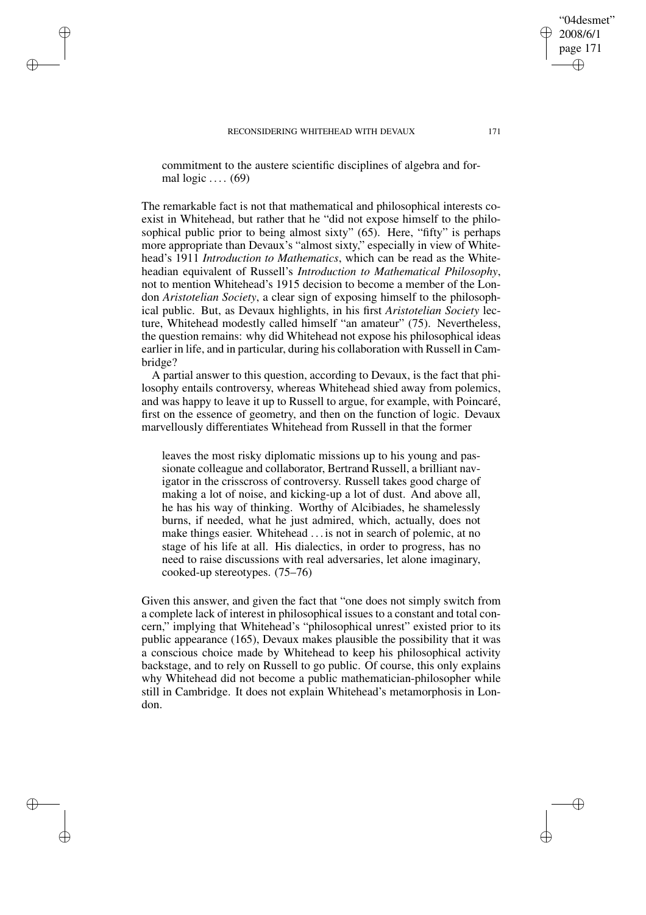> commitment to the austere scientific disciplines of algebra and formal logic . . . . (69)

The remarkable fact is not that mathematical and philosophical interests coexist in Whitehead, but rather that he "did not expose himself to the philosophical public prior to being almost sixty" (65). Here, "fifty" is perhaps more appropriate than Devaux's "almost sixty," especially in view of Whitehead's 1911 *Introduction to Mathematics*, which can be read as the Whiteheadian equivalent of Russell's *Introduction to Mathematical Philosophy*, not to mention Whitehead's 1915 decision to become a member of the London *Aristotelian Society*, a clear sign of exposing himself to the philosophical public. But, as Devaux highlights, in his first *Aristotelian Society* lecture, Whitehead modestly called himself "an amateur" (75). Nevertheless, the question remains: why did Whitehead not expose his philosophical ideas earlier in life, and in particular, during his collaboration with Russell in Cambridge?

A partial answer to this question, according to Devaux, is the fact that philosophy entails controversy, whereas Whitehead shied away from polemics, and was happy to leave it up to Russell to argue, for example, with Poincaré, first on the essence of geometry, and then on the function of logic. Devaux marvellously differentiates Whitehead from Russell in that the former

> leaves the most risky diplomatic missions up to his young and passionate colleague and collaborator, Bertrand Russell, a brilliant navigator in the crisscross of controversy. Russell takes good charge of making a lot of noise, and kicking-up a lot of dust. And above all, he has his way of thinking. Worthy of Alcibiades, he shamelessly burns, if needed, what he just admired, which, actually, does not make things easier. Whitehead . . . is not in search of polemic, at no stage of his life at all. His dialectics, in order to progress, has no need to raise discussions with real adversaries, let alone imaginary, cooked-up stereotypes. (75–76)

Given this answer, and given the fact that "one does not simply switch from a complete lack of interest in philosophical issues to a constant and total concern," implying that Whitehead's "philosophical unrest" existed prior to its public appearance (165), Devaux makes plausible the possibility that it was a conscious choice made by Whitehead to keep his philosophical activity backstage, and to rely on Russell to go public. Of course, this only explains why Whitehead did not become a public mathematician-philosopher while still in Cambridge. It does not explain Whitehead's metamorphosis in London.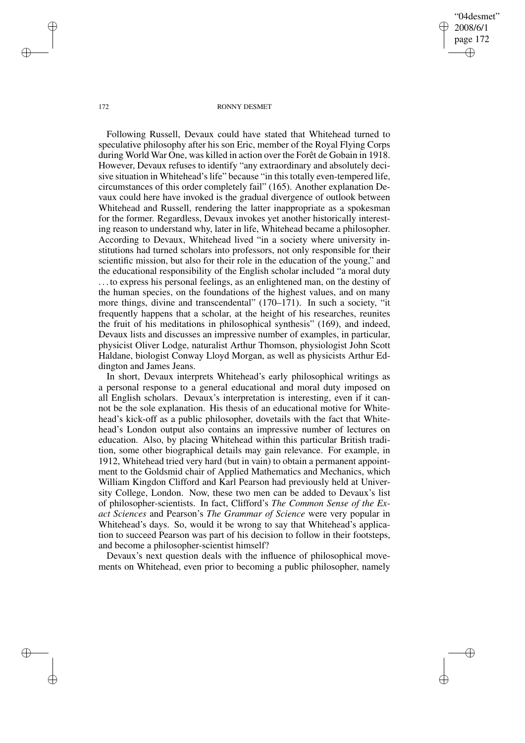Following Russell, Devaux could have stated that Whitehead turned to speculative philosophy after his son Eric, member of the Royal Flying Corps during World War One, was killed in action over the Forêt de Gobain in 1918. However, Devaux refuses to identify "any extraordinary and absolutely decisive situation in Whitehead's life" because "in this totally even-tempered life, circumstances of this order completely fail" (165). Another explanation Devaux could here have invoked is the gradual divergence of outlook between Whitehead and Russell, rendering the latter inappropriate as a spokesman for the former. Regardless, Devaux invokes yet another historically interesting reason to understand why, later in life, Whitehead became a philosopher. According to Devaux, Whitehead lived "in a society where university institutions had turned scholars into professors, not only responsible for their scientific mission, but also for their role in the education of the young," and the educational responsibility of the English scholar included "a moral duty ... to express his personal feelings, as an enlightened man, on the destiny of the human species, on the foundations of the highest values, and on many more things, divine and transcendental" (170–171). In such a society, "it frequently happens that a scholar, at the height of his researches, reunites the fruit of his meditations in philosophical synthesis" (169), and indeed, Devaux lists and discusses an impressive number of examples, in particular, physicist Oliver Lodge, naturalist Arthur Thomson, physiologist John Scott Haldane, biologist Conway Lloyd Morgan, as well as physicists Arthur Eddington and James Jeans.

In short, Devaux interprets Whitehead's early philosophical writings as a personal response to a general educational and moral duty imposed on all English scholars. Devaux's interpretation is interesting, even if it cannot be the sole explanation. His thesis of an educational motive for Whitehead's kick-off as a public philosopher, dovetails with the fact that Whitehead's London output also contains an impressive number of lectures on education. Also, by placing Whitehead within this particular British tradition, some other biographical details may gain relevance. For example, in 1912, Whitehead tried very hard (but in vain) to obtain a permanent appointment to the Goldsmid chair of Applied Mathematics and Mechanics, which William Kingdon Clifford and Karl Pearson had previously held at University College, London. Now, these two men can be added to Devaux's list of philosopher-scientists. In fact, Clifford's *The Common Sense of the Exact Sciences* and Pearson's *The Grammar of Science* were very popular in Whitehead's days. So, would it be wrong to say that Whitehead's application to succeed Pearson was part of his decision to follow in their footsteps, and become a philosopher-scientist himself?

Devaux's next question deals with the influence of philosophical movements on Whitehead, even prior to becoming a public philosopher, namely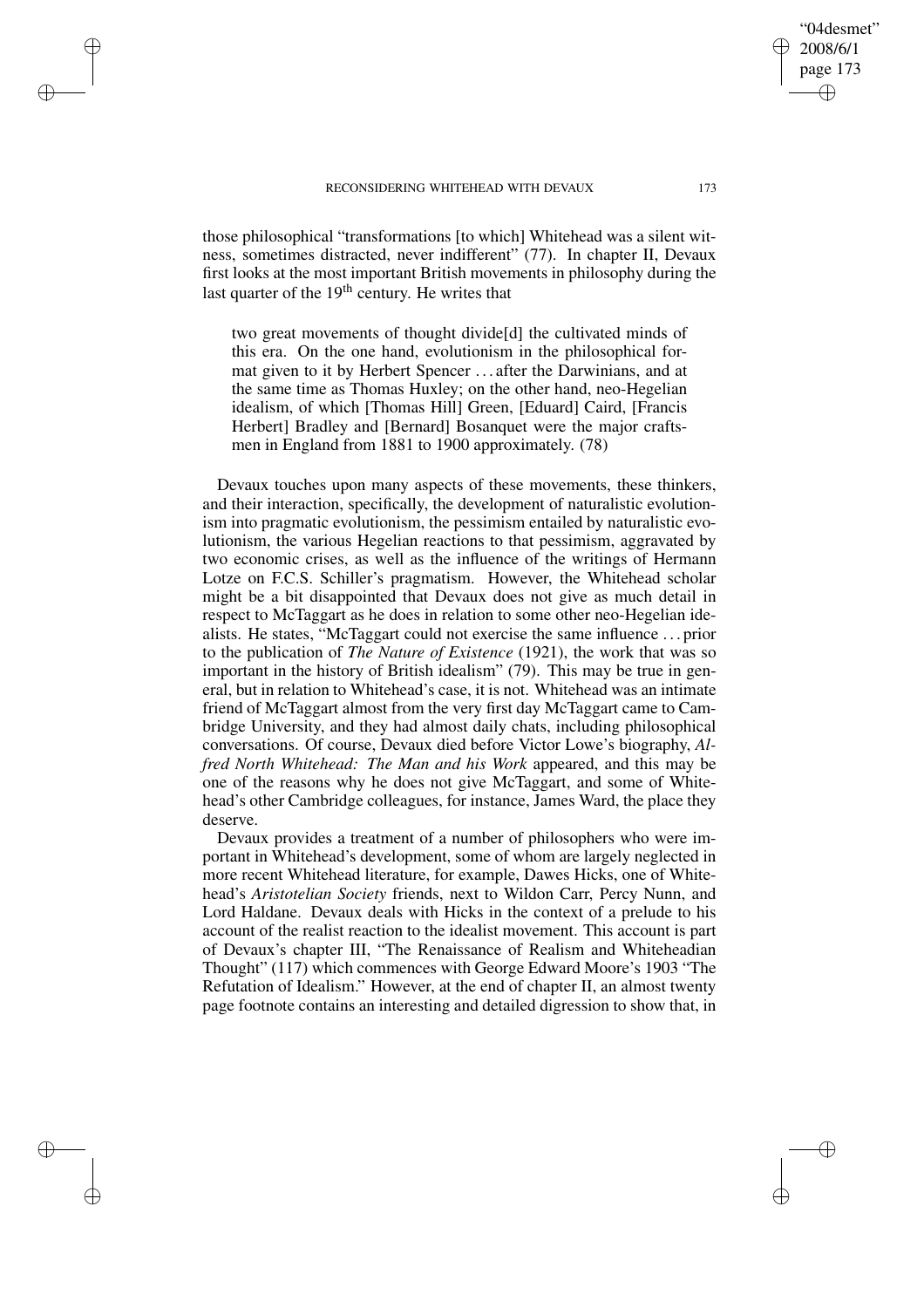those philosophical "transformations [to which] Whitehead was a silent witness, sometimes distracted, never indifferent" (77). In chapter II, Devaux first looks at the most important British movements in philosophy during the last quarter of the 19th century. He writes that

> two great movements of thought divide[d] the cultivated minds of this era. On the one hand, evolutionism in the philosophical format given to it by Herbert Spencer . . . after the Darwinians, and at the same time as Thomas Huxley; on the other hand, neo-Hegelian idealism, of which [Thomas Hill] Green, [Eduard] Caird, [Francis Herbert] Bradley and [Bernard] Bosanquet were the major craftsmen in England from 1881 to 1900 approximately. (78)

Devaux touches upon many aspects of these movements, these thinkers, and their interaction, specifically, the development of naturalistic evolutionism into pragmatic evolutionism, the pessimism entailed by naturalistic evolutionism, the various Hegelian reactions to that pessimism, aggravated by two economic crises, as well as the influence of the writings of Hermann Lotze on F.C.S. Schiller's pragmatism. However, the Whitehead scholar might be a bit disappointed that Devaux does not give as much detail in respect to McTaggart as he does in relation to some other neo-Hegelian idealists. He states, "McTaggart could not exercise the same influence . . . prior to the publication of *The Nature of Existence* (1921), the work that was so important in the history of British idealism" (79). This may be true in general, but in relation to Whitehead's case, it is not. Whitehead was an intimate friend of McTaggart almost from the very first day McTaggart came to Cambridge University, and they had almost daily chats, including philosophical conversations. Of course, Devaux died before Victor Lowe's biography, *Alfred North Whitehead: The Man and his Work* appeared, and this may be one of the reasons why he does not give McTaggart, and some of Whitehead's other Cambridge colleagues, for instance, James Ward, the place they deserve.

Devaux provides a treatment of a number of philosophers who were important in Whitehead's development, some of whom are largely neglected in more recent Whitehead literature, for example, Dawes Hicks, one of Whitehead's *Aristotelian Society* friends, next to Wildon Carr, Percy Nunn, and Lord Haldane. Devaux deals with Hicks in the context of a prelude to his account of the realist reaction to the idealist movement. This account is part of Devaux's chapter III, "The Renaissance of Realism and Whiteheadian Thought" (117) which commences with George Edward Moore's 1903 "The Refutation of Idealism." However, at the end of chapter II, an almost twenty page footnote contains an interesting and detailed digression to show that, in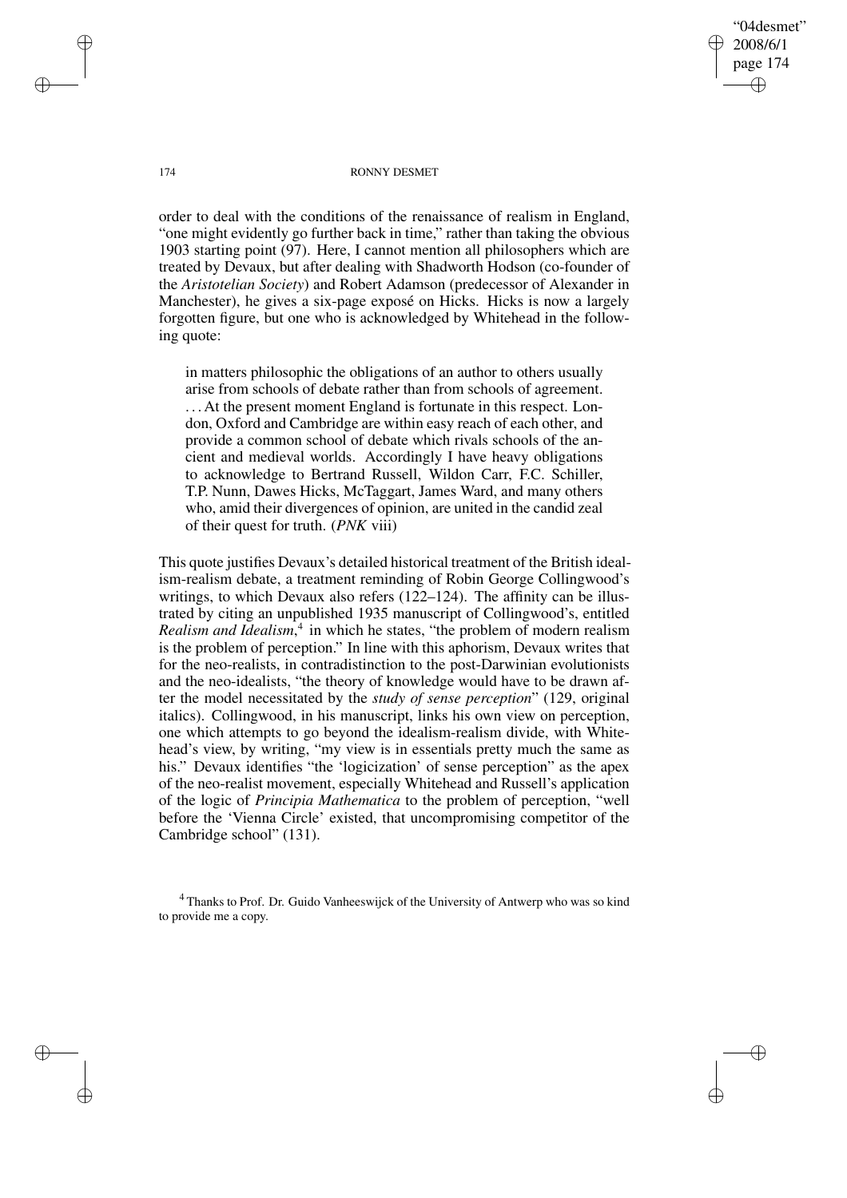order to deal with the conditions of the renaissance of realism in England, "one might evidently go further back in time," rather than taking the obvious 1903 starting point (97). Here, I cannot mention all philosophers which are treated by Devaux, but after dealing with Shadworth Hodson (co-founder of the *Aristotelian Society*) and Robert Adamson (predecessor of Alexander in Manchester), he gives a six-page exposé on Hicks. Hicks is now a largely forgotten figure, but one who is acknowledged by Whitehead in the following quote:

> in matters philosophic the obligations of an author to others usually arise from schools of debate rather than from schools of agreement. . . . At the present moment England is fortunate in this respect. London, Oxford and Cambridge are within easy reach of each other, and provide a common school of debate which rivals schools of the ancient and medieval worlds. Accordingly I have heavy obligations to acknowledge to Bertrand Russell, Wildon Carr, F.C. Schiller, T.P. Nunn, Dawes Hicks, McTaggart, James Ward, and many others who, amid their divergences of opinion, are united in the candid zeal of their quest for truth. (*PNK* viii)

This quote justifies Devaux's detailed historical treatment of the British idealism-realism debate, a treatment reminding of Robin George Collingwood's writings, to which Devaux also refers (122–124). The affinity can be illustrated by citing an unpublished 1935 manuscript of Collingwood's, entitled *Realism and Idealism*,[4] in which he states, "the problem of modern realism is the problem of perception." In line with this aphorism, Devaux writes that for the neo-realists, in contradistinction to the post-Darwinian evolutionists and the neo-idealists, "the theory of knowledge would have to be drawn after the model necessitated by the *study of sense perception*" (129, original italics). Collingwood, in his manuscript, links his own view on perception, one which attempts to go beyond the idealism-realism divide, with Whitehead's view, by writing, "my view is in essentials pretty much the same as his." Devaux identifies "the 'logicization' of sense perception" as the apex of the neo-realist movement, especially Whitehead and Russell's application of the logic of *Principia Mathematica* to the problem of perception, "well before the 'Vienna Circle' existed, that uncompromising competitor of the Cambridge school" (131).

[4] Thanks to Prof. Dr. Guido Vanheeswijck of the University of Antwerp who was so kind to provide me a copy.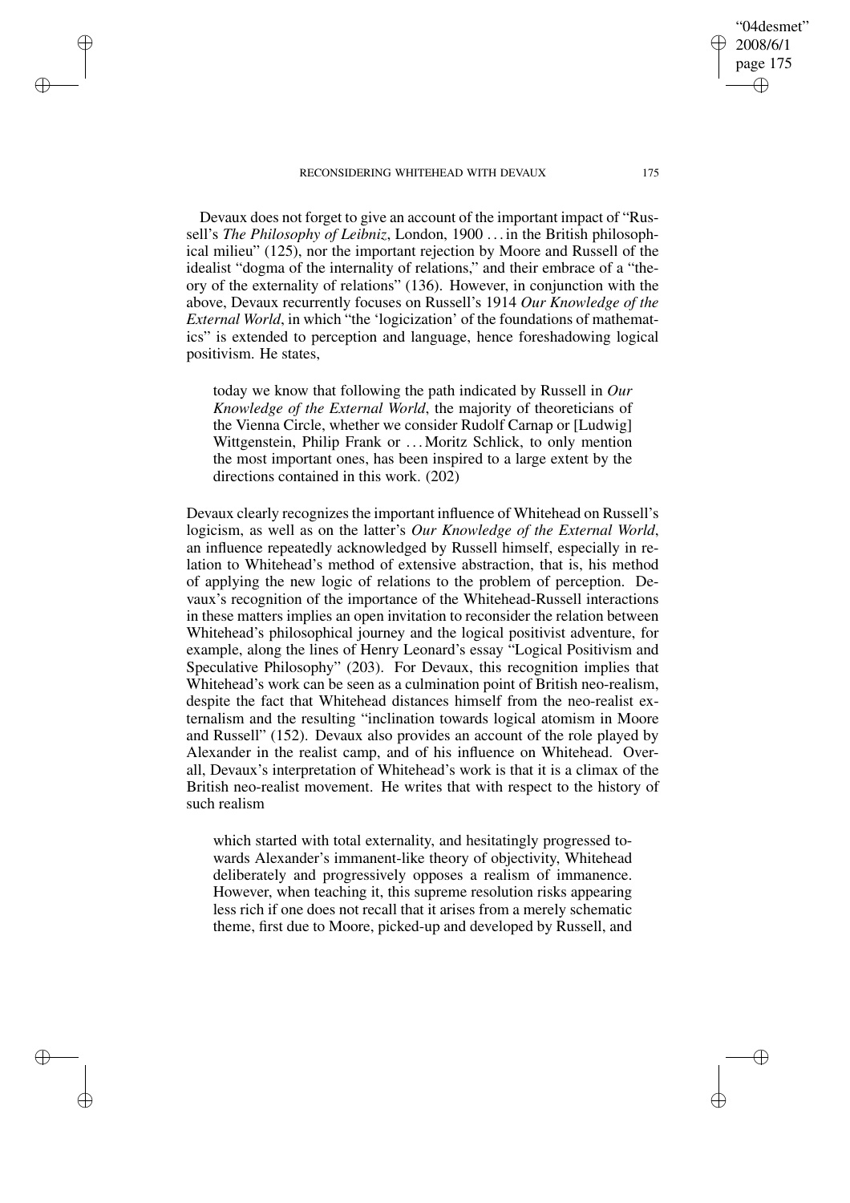Devaux does not forget to give an account of the important impact of "Russell's *The Philosophy of Leibniz*, London, 1900 . . . in the British philosophical milieu" (125), nor the important rejection by Moore and Russell of the idealist "dogma of the internality of relations," and their embrace of a "theory of the externality of relations" (136). However, in conjunction with the above, Devaux recurrently focuses on Russell's 1914 *Our Knowledge of the External World*, in which "the 'logicization' of the foundations of mathematics" is extended to perception and language, hence foreshadowing logical positivism. He states,

> today we know that following the path indicated by Russell in *Our Knowledge of the External World*, the majority of theoreticians of the Vienna Circle, whether we consider Rudolf Carnap or [Ludwig] Wittgenstein, Philip Frank or . . . Moritz Schlick, to only mention the most important ones, has been inspired to a large extent by the directions contained in this work. (202)

Devaux clearly recognizes the important influence of Whitehead on Russell's logicism, as well as on the latter's *Our Knowledge of the External World*, an influence repeatedly acknowledged by Russell himself, especially in relation to Whitehead's method of extensive abstraction, that is, his method of applying the new logic of relations to the problem of perception. Devaux's recognition of the importance of the Whitehead-Russell interactions in these matters implies an open invitation to reconsider the relation between Whitehead's philosophical journey and the logical positivist adventure, for example, along the lines of Henry Leonard's essay "Logical Positivism and Speculative Philosophy" (203). For Devaux, this recognition implies that Whitehead's work can be seen as a culmination point of British neo-realism, despite the fact that Whitehead distances himself from the neo-realist externalism and the resulting "inclination towards logical atomism in Moore and Russell" (152). Devaux also provides an account of the role played by Alexander in the realist camp, and of his influence on Whitehead. Overall, Devaux's interpretation of Whitehead's work is that it is a climax of the British neo-realist movement. He writes that with respect to the history of such realism

> which started with total externality, and hesitatingly progressed towards Alexander's immanent-like theory of objectivity, Whitehead deliberately and progressively opposes a realism of immanence. However, when teaching it, this supreme resolution risks appearing less rich if one does not recall that it arises from a merely schematic theme, first due to Moore, picked-up and developed by Russell, and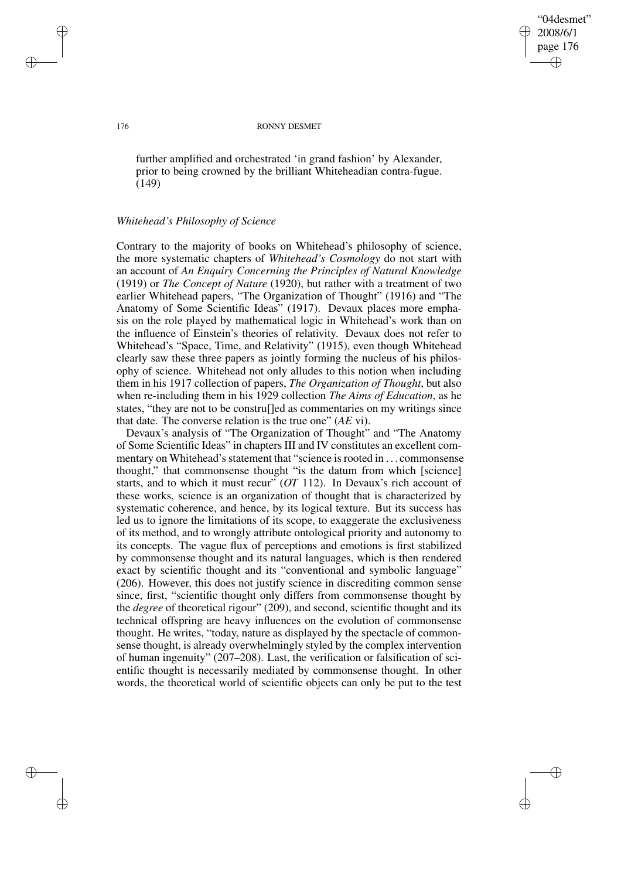further amplified and orchestrated 'in grand fashion' by Alexander, prior to being crowned by the brilliant Whiteheadian contra-fugue. (149)

### *Whitehead's Philosophy of Science*

Contrary to the majority of books on Whitehead's philosophy of science, the more systematic chapters of *Whitehead's Cosmology* do not start with an account of *An Enquiry Concerning the Principles of Natural Knowledge* (1919) or *The Concept of Nature* (1920), but rather with a treatment of two earlier Whitehead papers, "The Organization of Thought" (1916) and "The Anatomy of Some Scientific Ideas" (1917). Devaux places more emphasis on the role played by mathematical logic in Whitehead's work than on the influence of Einstein's theories of relativity. Devaux does not refer to Whitehead's "Space, Time, and Relativity" (1915), even though Whitehead clearly saw these three papers as jointly forming the nucleus of his philosophy of science. Whitehead not only alludes to this notion when including them in his 1917 collection of papers, *The Organization of Thought*, but also when re-including them in his 1929 collection *The Aims of Education*, as he states, "they are not to be constru[]ed as commentaries on my writings since that date. The converse relation is the true one" (*AE* vi).

Devaux's analysis of "The Organization of Thought" and "The Anatomy of Some Scientific Ideas" in chapters III and IV constitutes an excellent commentary on Whitehead's statement that "science is rooted in ... commonsense thought," that commonsense thought "is the datum from which [science] starts, and to which it must recur" (*OT* 112). In Devaux's rich account of these works, science is an organization of thought that is characterized by systematic coherence, and hence, by its logical texture. But its success has led us to ignore the limitations of its scope, to exaggerate the exclusiveness of its method, and to wrongly attribute ontological priority and autonomy to its concepts. The vague flux of perceptions and emotions is first stabilized by commonsense thought and its natural languages, which is then rendered exact by scientific thought and its "conventional and symbolic language" (206). However, this does not justify science in discrediting common sense since, first, "scientific thought only differs from commonsense thought by the *degree* of theoretical rigour" (209), and second, scientific thought and its technical offspring are heavy influences on the evolution of commonsense thought. He writes, "today, nature as displayed by the spectacle of commonsense thought, is already overwhelmingly styled by the complex intervention of human ingenuity" (207–208). Last, the verification or falsification of scientific thought is necessarily mediated by commonsense thought. In other words, the theoretical world of scientific objects can only be put to the test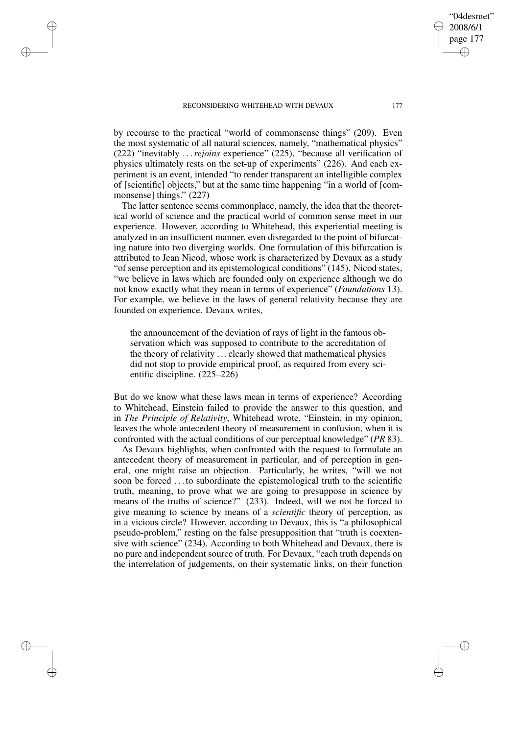by recourse to the practical "world of commonsense things" (209). Even the most systematic of all natural sciences, namely, "mathematical physics" (222) "inevitably ... *rejoins* experience" (225), "because all verification of physics ultimately rests on the set-up of experiments" (226). And each experiment is an event, intended "to render transparent an intelligible complex of [scientific] objects," but at the same time happening "in a world of [commonsense] things." (227)

The latter sentence seems commonplace, namely, the idea that the theoretical world of science and the practical world of common sense meet in our experience. However, according to Whitehead, this experiential meeting is analyzed in an insufficient manner, even disregarded to the point of bifurcating nature into two diverging worlds. One formulation of this bifurcation is attributed to Jean Nicod, whose work is characterized by Devaux as a study "of sense perception and its epistemological conditions" (145). Nicod states, "we believe in laws which are founded only on experience although we do not know exactly what they mean in terms of experience" (*Foundations* 13). For example, we believe in the laws of general relativity because they are founded on experience. Devaux writes,

> the announcement of the deviation of rays of light in the famous observation which was supposed to contribute to the accreditation of the theory of relativity ... clearly showed that mathematical physics did not stop to provide empirical proof, as required from every scientific discipline. (225–226)

But do we know what these laws mean in terms of experience? According to Whitehead, Einstein failed to provide the answer to this question, and in *The Principle of Relativity*, Whitehead wrote, "Einstein, in my opinion, leaves the whole antecedent theory of measurement in confusion, when it is confronted with the actual conditions of our perceptual knowledge" (*PR* 83).

As Devaux highlights, when confronted with the request to formulate an antecedent theory of measurement in particular, and of perception in general, one might raise an objection. Particularly, he writes, "will we not soon be forced ... to subordinate the epistemological truth to the scientific truth, meaning, to prove what we are going to presuppose in science by means of the truths of science?" (233). Indeed, will we not be forced to give meaning to science by means of a *scientific* theory of perception, as in a vicious circle? However, according to Devaux, this is "a philosophical pseudo-problem," resting on the false presupposition that "truth is coextensive with science" (234). According to both Whitehead and Devaux, there is no pure and independent source of truth. For Devaux, "each truth depends on the interrelation of judgements, on their systematic links, on their function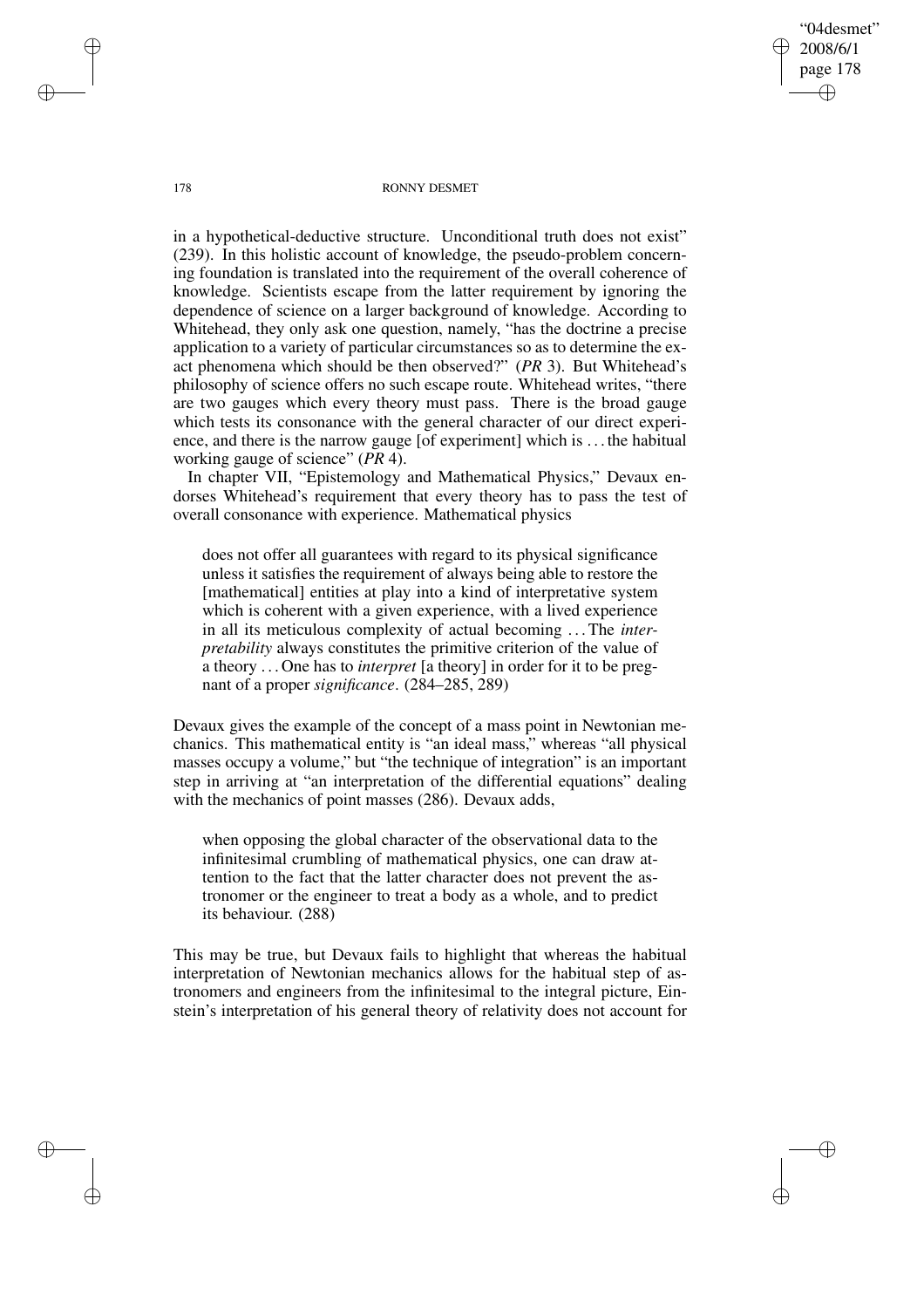in a hypothetical-deductive structure. Unconditional truth does not exist" (239). In this holistic account of knowledge, the pseudo-problem concerning foundation is translated into the requirement of the overall coherence of knowledge. Scientists escape from the latter requirement by ignoring the dependence of science on a larger background of knowledge. According to Whitehead, they only ask one question, namely, "has the doctrine a precise application to a variety of particular circumstances so as to determine the exact phenomena which should be then observed?" (*PR* 3). But Whitehead's philosophy of science offers no such escape route. Whitehead writes, "there are two gauges which every theory must pass. There is the broad gauge which tests its consonance with the general character of our direct experience, and there is the narrow gauge [of experiment] which is . . . the habitual working gauge of science" (*PR* 4).

In chapter VII, "Epistemology and Mathematical Physics," Devaux endorses Whitehead's requirement that every theory has to pass the test of overall consonance with experience. Mathematical physics

> does not offer all guarantees with regard to its physical significance unless it satisfies the requirement of always being able to restore the [mathematical] entities at play into a kind of interpretative system which is coherent with a given experience, with a lived experience in all its meticulous complexity of actual becoming . . . The *interpretability* always constitutes the primitive criterion of the value of a theory . . . One has to *interpret* [a theory] in order for it to be pregnant of a proper *significance*. (284–285, 289)

Devaux gives the example of the concept of a mass point in Newtonian mechanics. This mathematical entity is "an ideal mass," whereas "all physical masses occupy a volume," but "the technique of integration" is an important step in arriving at "an interpretation of the differential equations" dealing with the mechanics of point masses (286). Devaux adds,

> when opposing the global character of the observational data to the infinitesimal crumbling of mathematical physics, one can draw attention to the fact that the latter character does not prevent the astronomer or the engineer to treat a body as a whole, and to predict its behaviour. (288)

This may be true, but Devaux fails to highlight that whereas the habitual interpretation of Newtonian mechanics allows for the habitual step of astronomers and engineers from the infinitesimal to the integral picture, Einstein's interpretation of his general theory of relativity does not account for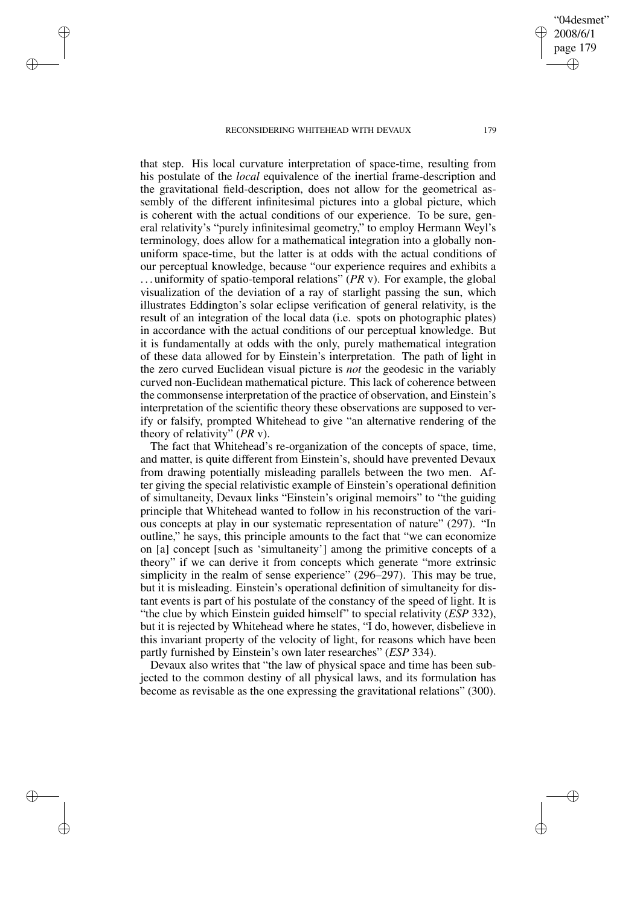that step. His local curvature interpretation of space-time, resulting from his postulate of the *local* equivalence of the inertial frame-description and the gravitational field-description, does not allow for the geometrical assembly of the different infinitesimal pictures into a global picture, which is coherent with the actual conditions of our experience. To be sure, general relativity's "purely infinitesimal geometry," to employ Hermann Weyl's terminology, does allow for a mathematical integration into a globally non-uniform space-time, but the latter is at odds with the actual conditions of our perceptual knowledge, because "our experience requires and exhibits a ... uniformity of spatio-temporal relations" (*PR* v). For example, the global visualization of the deviation of a ray of starlight passing the sun, which illustrates Eddington's solar eclipse verification of general relativity, is the result of an integration of the local data (i.e. spots on photographic plates) in accordance with the actual conditions of our perceptual knowledge. But it is fundamentally at odds with the only, purely mathematical integration of these data allowed for by Einstein's interpretation. The path of light in the zero curved Euclidean visual picture is *not* the geodesic in the variably curved non-Euclidean mathematical picture. This lack of coherence between the commonsense interpretation of the practice of observation, and Einstein's interpretation of the scientific theory these observations are supposed to verify or falsify, prompted Whitehead to give "an alternative rendering of the theory of relativity" (*PR* v).

The fact that Whitehead's re-organization of the concepts of space, time, and matter, is quite different from Einstein's, should have prevented Devaux from drawing potentially misleading parallels between the two men. After giving the special relativistic example of Einstein's operational definition of simultaneity, Devaux links "Einstein's original memoirs" to "the guiding principle that Whitehead wanted to follow in his reconstruction of the various concepts at play in our systematic representation of nature" (297). "In outline," he says, this principle amounts to the fact that "we can economize on [a] concept [such as 'simultaneity'] among the primitive concepts of a theory" if we can derive it from concepts which generate "more extrinsic simplicity in the realm of sense experience" (296–297). This may be true, but it is misleading. Einstein's operational definition of simultaneity for distant events is part of his postulate of the constancy of the speed of light. It is "the clue by which Einstein guided himself" to special relativity (*ESP* 332), but it is rejected by Whitehead where he states, "I do, however, disbelieve in this invariant property of the velocity of light, for reasons which have been partly furnished by Einstein's own later researches" (*ESP* 334).

Devaux also writes that "the law of physical space and time has been subjected to the common destiny of all physical laws, and its formulation has become as revisable as the one expressing the gravitational relations" (300).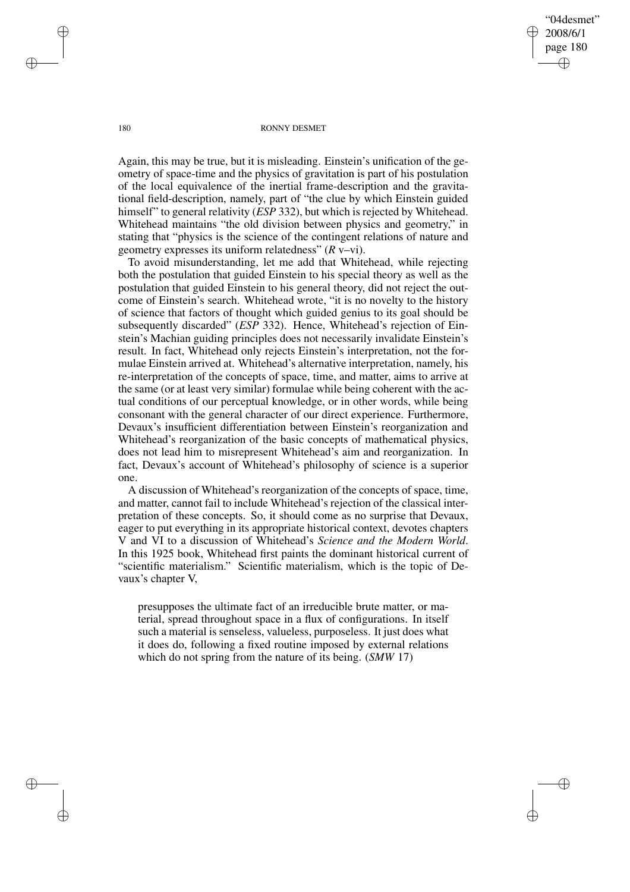Again, this may be true, but it is misleading. Einstein's unification of the geometry of space-time and the physics of gravitation is part of his postulation of the local equivalence of the inertial frame-description and the gravitational field-description, namely, part of "the clue by which Einstein guided himself" to general relativity (*ESP* 332), but which is rejected by Whitehead. Whitehead maintains "the old division between physics and geometry," in stating that "physics is the science of the contingent relations of nature and geometry expresses its uniform relatedness" (*R* v–vi).

To avoid misunderstanding, let me add that Whitehead, while rejecting both the postulation that guided Einstein to his special theory as well as the postulation that guided Einstein to his general theory, did not reject the outcome of Einstein's search. Whitehead wrote, "it is no novelty to the history of science that factors of thought which guided genius to its goal should be subsequently discarded" (*ESP* 332). Hence, Whitehead's rejection of Einstein's Machian guiding principles does not necessarily invalidate Einstein's result. In fact, Whitehead only rejects Einstein's interpretation, not the formulae Einstein arrived at. Whitehead's alternative interpretation, namely, his re-interpretation of the concepts of space, time, and matter, aims to arrive at the same (or at least very similar) formulae while being coherent with the actual conditions of our perceptual knowledge, or in other words, while being consonant with the general character of our direct experience. Furthermore, Devaux's insufficient differentiation between Einstein's reorganization and Whitehead's reorganization of the basic concepts of mathematical physics, does not lead him to misrepresent Whitehead's aim and reorganization. In fact, Devaux's account of Whitehead's philosophy of science is a superior one.

A discussion of Whitehead's reorganization of the concepts of space, time, and matter, cannot fail to include Whitehead's rejection of the classical interpretation of these concepts. So, it should come as no surprise that Devaux, eager to put everything in its appropriate historical context, devotes chapters V and VI to a discussion of Whitehead's *Science and the Modern World*. In this 1925 book, Whitehead first paints the dominant historical current of "scientific materialism." Scientific materialism, which is the topic of Devaux's chapter V,

> presupposes the ultimate fact of an irreducible brute matter, or material, spread throughout space in a flux of configurations. In itself such a material is senseless, valueless, purposeless. It just does what it does do, following a fixed routine imposed by external relations which do not spring from the nature of its being. (*SMW* 17)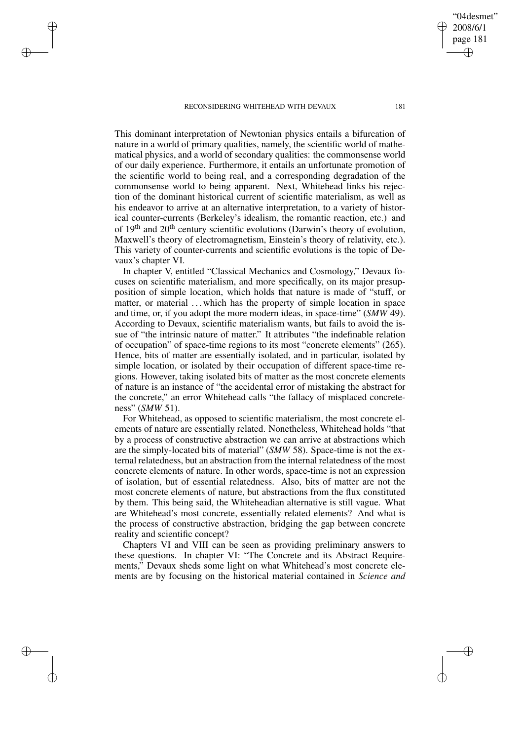This dominant interpretation of Newtonian physics entails a bifurcation of nature in a world of primary qualities, namely, the scientific world of mathematical physics, and a world of secondary qualities: the commonsense world of our daily experience. Furthermore, it entails an unfortunate promotion of the scientific world to being real, and a corresponding degradation of the commonsense world to being apparent. Next, Whitehead links his rejection of the dominant historical current of scientific materialism, as well as his endeavor to arrive at an alternative interpretation, to a variety of historical counter-currents (Berkeley's idealism, the romantic reaction, etc.) and of 19th and 20th century scientific evolutions (Darwin's theory of evolution, Maxwell's theory of electromagnetism, Einstein's theory of relativity, etc.). This variety of counter-currents and scientific evolutions is the topic of Devaux's chapter VI.

In chapter V, entitled "Classical Mechanics and Cosmology," Devaux focuses on scientific materialism, and more specifically, on its major presupposition of simple location, which holds that nature is made of "stuff, or matter, or material ... which has the property of simple location in space and time, or, if you adopt the more modern ideas, in space-time" (*SMW* 49). According to Devaux, scientific materialism wants, but fails to avoid the issue of "the intrinsic nature of matter." It attributes "the indefinable relation of occupation" of space-time regions to its most "concrete elements" (265). Hence, bits of matter are essentially isolated, and in particular, isolated by simple location, or isolated by their occupation of different space-time regions. However, taking isolated bits of matter as the most concrete elements of nature is an instance of "the accidental error of mistaking the abstract for the concrete," an error Whitehead calls "the fallacy of misplaced concreteness" (*SMW* 51).

For Whitehead, as opposed to scientific materialism, the most concrete elements of nature are essentially related. Nonetheless, Whitehead holds "that by a process of constructive abstraction we can arrive at abstractions which are the simply-located bits of material" (*SMW* 58). Space-time is not the external relatedness, but an abstraction from the internal relatedness of the most concrete elements of nature. In other words, space-time is not an expression of isolation, but of essential relatedness. Also, bits of matter are not the most concrete elements of nature, but abstractions from the flux constituted by them. This being said, the Whiteheadian alternative is still vague. What are Whitehead's most concrete, essentially related elements? And what is the process of constructive abstraction, bridging the gap between concrete reality and scientific concept?

Chapters VI and VIII can be seen as providing preliminary answers to these questions. In chapter VI: "The Concrete and its Abstract Requirements," Devaux sheds some light on what Whitehead's most concrete elements are by focusing on the historical material contained in *Science and*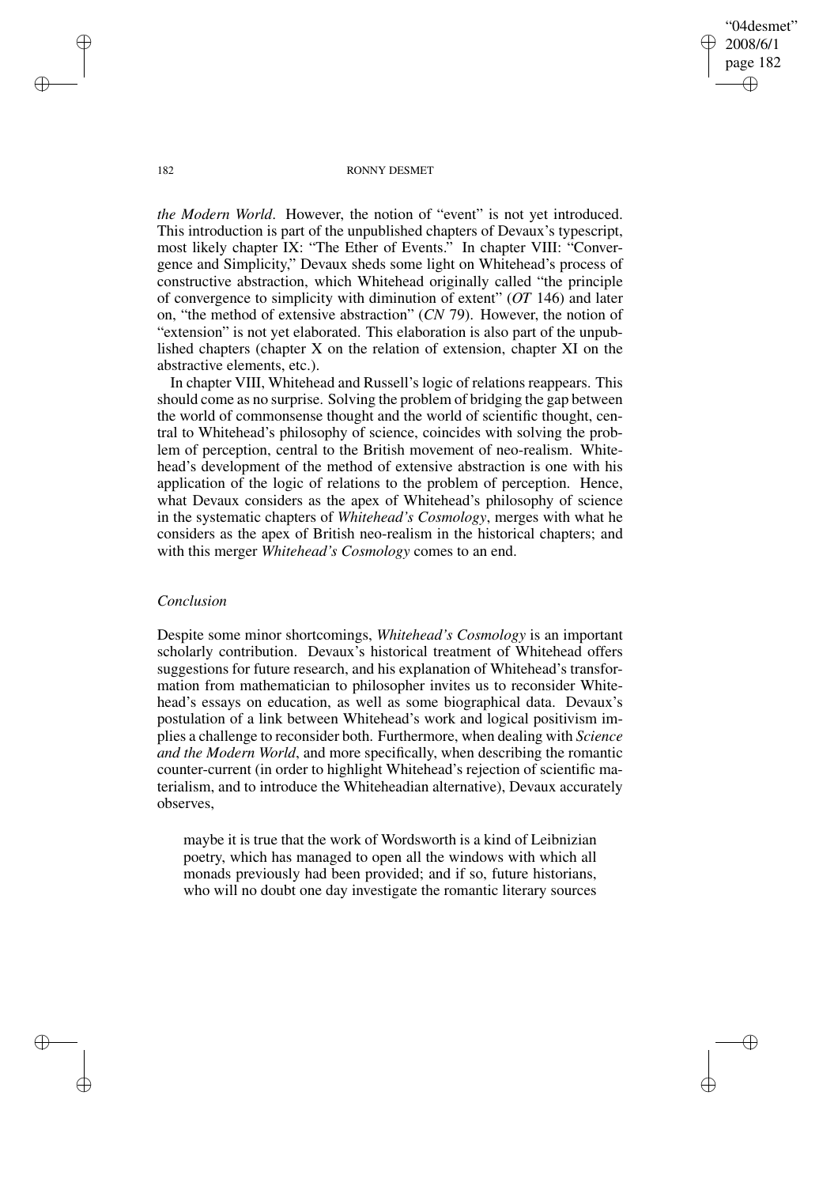*the Modern World*. However, the notion of "event" is not yet introduced. This introduction is part of the unpublished chapters of Devaux's typescript, most likely chapter IX: "The Ether of Events." In chapter VIII: "Convergence and Simplicity," Devaux sheds some light on Whitehead's process of constructive abstraction, which Whitehead originally called "the principle of convergence to simplicity with diminution of extent" (*OT* 146) and later on, "the method of extensive abstraction" (*CN* 79). However, the notion of "extension" is not yet elaborated. This elaboration is also part of the unpublished chapters (chapter X on the relation of extension, chapter XI on the abstractive elements, etc.).

In chapter VIII, Whitehead and Russell's logic of relations reappears. This should come as no surprise. Solving the problem of bridging the gap between the world of commonsense thought and the world of scientific thought, central to Whitehead's philosophy of science, coincides with solving the problem of perception, central to the British movement of neo-realism. Whitehead's development of the method of extensive abstraction is one with his application of the logic of relations to the problem of perception. Hence, what Devaux considers as the apex of Whitehead's philosophy of science in the systematic chapters of *Whitehead's Cosmology*, merges with what he considers as the apex of British neo-realism in the historical chapters; and with this merger *Whitehead's Cosmology* comes to an end.

### *Conclusion*

Despite some minor shortcomings, *Whitehead's Cosmology* is an important scholarly contribution. Devaux's historical treatment of Whitehead offers suggestions for future research, and his explanation of Whitehead's transformation from mathematician to philosopher invites us to reconsider Whitehead's essays on education, as well as some biographical data. Devaux's postulation of a link between Whitehead's work and logical positivism implies a challenge to reconsider both. Furthermore, when dealing with *Science and the Modern World*, and more specifically, when describing the romantic counter-current (in order to highlight Whitehead's rejection of scientific materialism, and to introduce the Whiteheadian alternative), Devaux accurately observes,

> maybe it is true that the work of Wordsworth is a kind of Leibnizian poetry, which has managed to open all the windows with which all monads previously had been provided; and if so, future historians, who will no doubt one day investigate the romantic literary sources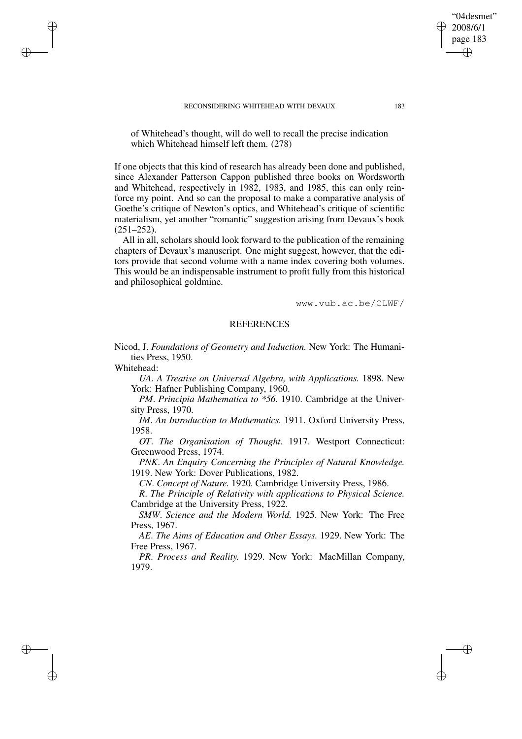of Whitehead's thought, will do well to recall the precise indication which Whitehead himself left them. (278)

If one objects that this kind of research has already been done and published, since Alexander Patterson Cappon published three books on Wordsworth and Whitehead, respectively in 1982, 1983, and 1985, this can only reinforce my point. And so can the proposal to make a comparative analysis of Goethe's critique of Newton's optics, and Whitehead's critique of scientific materialism, yet another "romantic" suggestion arising from Devaux's book (251–252).

All in all, scholars should look forward to the publication of the remaining chapters of Devaux's manuscript. One might suggest, however, that the editors provide that second volume with a name index covering both volumes. This would be an indispensable instrument to profit fully from this historical and philosophical goldmine.

www.vub.ac.be/CLWF/

## REFERENCES

Nicod, J. *Foundations of Geometry and Induction.* New York: The Humanities Press, 1950.

Whitehead:

*UA*. *A Treatise on Universal Algebra, with Applications.* 1898. New York: Hafner Publishing Company, 1960.

*PM*. *Principia Mathematica to \*56.* 1910. Cambridge at the University Press, 1970.

*IM*. *An Introduction to Mathematics.* 1911. Oxford University Press, 1958.

*OT*. *The Organisation of Thought.* 1917. Westport Connecticut: Greenwood Press, 1974.

*PNK*. *An Enquiry Concerning the Principles of Natural Knowledge.* 1919. New York: Dover Publications, 1982.

*CN*. *Concept of Nature.* 1920. Cambridge University Press, 1986.

*R*. *The Principle of Relativity with applications to Physical Science.* Cambridge at the University Press, 1922.

*SMW*. *Science and the Modern World.* 1925. New York: The Free Press, 1967.

*AE*. *The Aims of Education and Other Essays.* 1929. New York: The Free Press, 1967.

*PR*. *Process and Reality.* 1929. New York: MacMillan Company, 1979.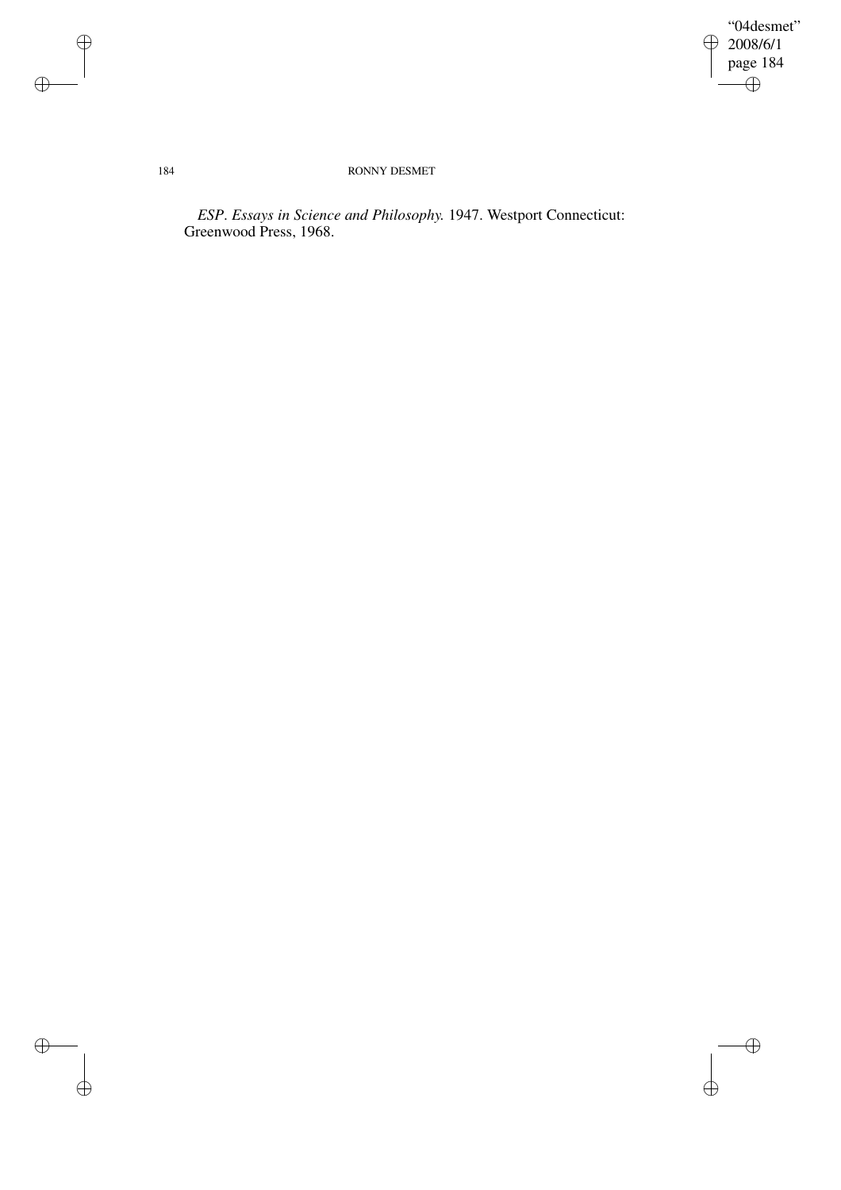*ESP*. *Essays in Science and Philosophy.* 1947. Westport Connecticut: Greenwood Press, 1968.